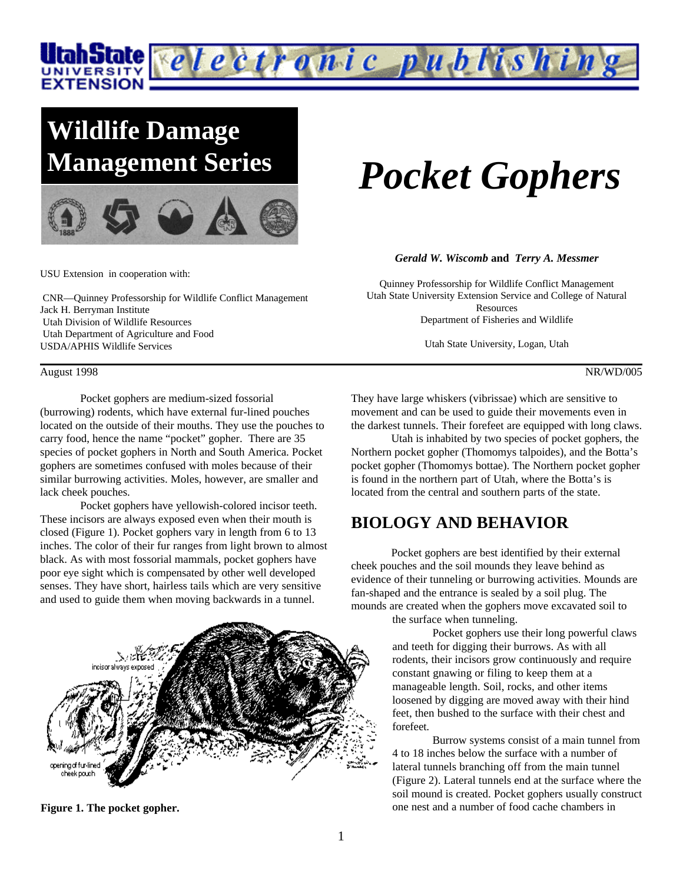# Wildlife Damage Management Series

# *Pocket Gophers*

***Gerald W. Wiscomb*** **and** ***Terry A. Messmer***

Quinney Professorship for Wildlife Conflict Management
Utah State University Extension Service and College of Natural Resources
Department of Fisheries and Wildlife

Utah State University, Logan, Utah

USU Extension in cooperation with:

CNR—Quinney Professorship for Wildlife Conflict Management
Jack H. Berryman Institute
Utah Division of Wildlife Resources
Utah Department of Agriculture and Food
USDA/APHIS Wildlife Services

August 1998 NR/WD/005

Pocket gophers are medium-sized fossorial (burrowing) rodents, which have external fur-lined pouches located on the outside of their mouths. They use the pouches to carry food, hence the name "pocket" gopher. There are 35 species of pocket gophers in North and South America. Pocket gophers are sometimes confused with moles because of their similar burrowing activities. Moles, however, are smaller and lack cheek pouches.

Pocket gophers have yellowish-colored incisor teeth. These incisors are always exposed even when their mouth is closed (Figure 1). Pocket gophers vary in length from 6 to 13 inches. The color of their fur ranges from light brown to almost black. As with most fossorial mammals, pocket gophers have poor eye sight which is compensated by other well developed senses. They have short, hairless tails which are very sensitive and used to guide them when moving backwards in a tunnel.

**Figure 1. The pocket gopher.**

They have large whiskers (vibrissae) which are sensitive to movement and can be used to guide their movements even in the darkest tunnels. Their forefeet are equipped with long claws.

Utah is inhabited by two species of pocket gophers, the Northern pocket gopher (Thomomys talpoides), and the Botta's pocket gopher (Thomomys bottae). The Northern pocket gopher is found in the northern part of Utah, where the Botta's is located from the central and southern parts of the state.

## BIOLOGY AND BEHAVIOR

Pocket gophers are best identified by their external cheek pouches and the soil mounds they leave behind as evidence of their tunneling or burrowing activities. Mounds are fan-shaped and the entrance is sealed by a soil plug. The mounds are created when the gophers move excavated soil to the surface when tunneling.

Pocket gophers use their long powerful claws and teeth for digging their burrows. As with all rodents, their incisors grow continuously and require constant gnawing or filing to keep them at a manageable length. Soil, rocks, and other items loosened by digging are moved away with their hind feet, then bushed to the surface with their chest and forefeet.

Burrow systems consist of a main tunnel from 4 to 18 inches below the surface with a number of lateral tunnels branching off from the main tunnel (Figure 2). Lateral tunnels end at the surface where the soil mound is created. Pocket gophers usually construct one nest and a number of food cache chambers in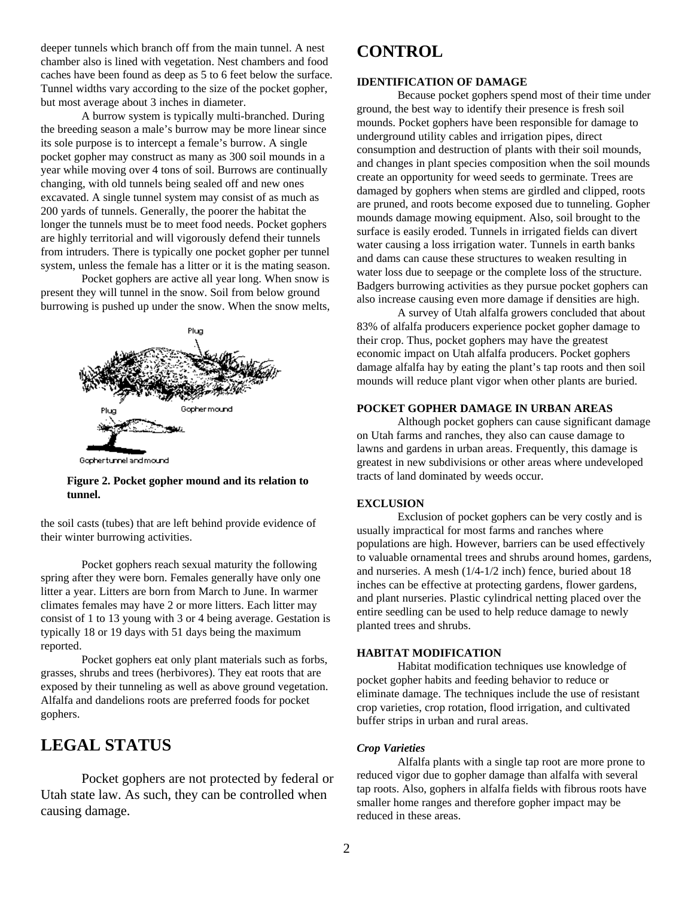deeper tunnels which branch off from the main tunnel. A nest chamber also is lined with vegetation. Nest chambers and food caches have been found as deep as 5 to 6 feet below the surface. Tunnel widths vary according to the size of the pocket gopher, but most average about 3 inches in diameter.

A burrow system is typically multi-branched. During the breeding season a male's burrow may be more linear since its sole purpose is to intercept a female's burrow. A single pocket gopher may construct as many as 300 soil mounds in a year while moving over 4 tons of soil. Burrows are continually changing, with old tunnels being sealed off and new ones excavated. A single tunnel system may consist of as much as 200 yards of tunnels. Generally, the poorer the habitat the longer the tunnels must be to meet food needs. Pocket gophers are highly territorial and will vigorously defend their tunnels from intruders. There is typically one pocket gopher per tunnel system, unless the female has a litter or it is the mating season.

Pocket gophers are active all year long. When snow is present they will tunnel in the snow. Soil from below ground burrowing is pushed up under the snow. When the snow melts, the soil casts (tubes) that are left behind provide evidence of their winter burrowing activities.

**Figure 2. Pocket gopher mound and its relation to tunnel.**

Pocket gophers reach sexual maturity the following spring after they were born. Females generally have only one litter a year. Litters are born from March to June. In warmer climates females may have 2 or more litters. Each litter may consist of 1 to 13 young with 3 or 4 being average. Gestation is typically 18 or 19 days with 51 days being the maximum reported.

Pocket gophers eat only plant materials such as forbs, grasses, shrubs and trees (herbivores). They eat roots that are exposed by their tunneling as well as above ground vegetation. Alfalfa and dandelions roots are preferred foods for pocket gophers.

# LEGAL STATUS

Pocket gophers are not protected by federal or Utah state law. As such, they can be controlled when causing damage.

# CONTROL

### IDENTIFICATION OF DAMAGE

Because pocket gophers spend most of their time under ground, the best way to identify their presence is fresh soil mounds. Pocket gophers have been responsible for damage to underground utility cables and irrigation pipes, direct consumption and destruction of plants with their soil mounds, and changes in plant species composition when the soil mounds create an opportunity for weed seeds to germinate. Trees are damaged by gophers when stems are girdled and clipped, roots are pruned, and roots become exposed due to tunneling. Gopher mounds damage mowing equipment. Also, soil brought to the surface is easily eroded. Tunnels in irrigated fields can divert water causing a loss irrigation water. Tunnels in earth banks and dams can cause these structures to weaken resulting in water loss due to seepage or the complete loss of the structure. Badgers burrowing activities as they pursue pocket gophers can also increase causing even more damage if densities are high.

A survey of Utah alfalfa growers concluded that about 83% of alfalfa producers experience pocket gopher damage to their crop. Thus, pocket gophers may have the greatest economic impact on Utah alfalfa producers. Pocket gophers damage alfalfa hay by eating the plant's tap roots and then soil mounds will reduce plant vigor when other plants are buried.

### POCKET GOPHER DAMAGE IN URBAN AREAS

Although pocket gophers can cause significant damage on Utah farms and ranches, they also can cause damage to lawns and gardens in urban areas. Frequently, this damage is greatest in new subdivisions or other areas where undeveloped tracts of land dominated by weeds occur.

### EXCLUSION

Exclusion of pocket gophers can be very costly and is usually impractical for most farms and ranches where populations are high. However, barriers can be used effectively to valuable ornamental trees and shrubs around homes, gardens, and nurseries. A mesh (1/4-1/2 inch) fence, buried about 18 inches can be effective at protecting gardens, flower gardens, and plant nurseries. Plastic cylindrical netting placed over the entire seedling can be used to help reduce damage to newly planted trees and shrubs.

### HABITAT MODIFICATION

Habitat modification techniques use knowledge of pocket gopher habits and feeding behavior to reduce or eliminate damage. The techniques include the use of resistant crop varieties, crop rotation, flood irrigation, and cultivated buffer strips in urban and rural areas.

#### *Crop Varieties*

Alfalfa plants with a single tap root are more prone to reduced vigor due to gopher damage than alfalfa with several tap roots. Also, gophers in alfalfa fields with fibrous roots have smaller home ranges and therefore gopher impact may be reduced in these areas.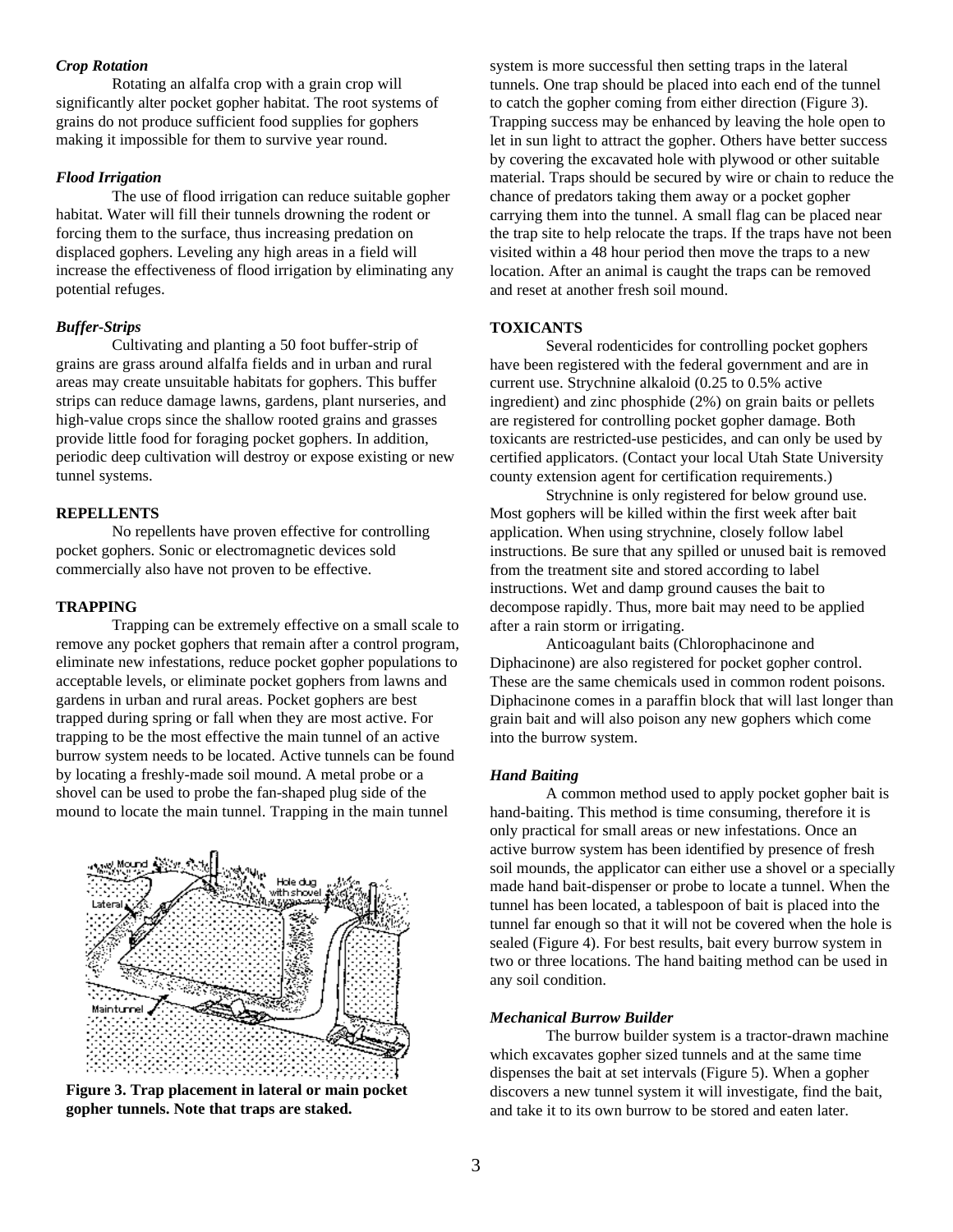***Crop Rotation***

Rotating an alfalfa crop with a grain crop will significantly alter pocket gopher habitat. The root systems of grains do not produce sufficient food supplies for gophers making it impossible for them to survive year round.

***Flood Irrigation***

The use of flood irrigation can reduce suitable gopher habitat. Water will fill their tunnels drowning the rodent or forcing them to the surface, thus increasing predation on displaced gophers. Leveling any high areas in a field will increase the effectiveness of flood irrigation by eliminating any potential refuges.

***Buffer-Strips***

Cultivating and planting a 50 foot buffer-strip of grains are grass around alfalfa fields and in urban and rural areas may create unsuitable habitats for gophers. This buffer strips can reduce damage lawns, gardens, plant nurseries, and high-value crops since the shallow rooted grains and grasses provide little food for foraging pocket gophers. In addition, periodic deep cultivation will destroy or expose existing or new tunnel systems.

**REPELLENTS**

No repellents have proven effective for controlling pocket gophers. Sonic or electromagnetic devices sold commercially also have not proven to be effective.

**TRAPPING**

Trapping can be extremely effective on a small scale to remove any pocket gophers that remain after a control program, eliminate new infestations, reduce pocket gopher populations to acceptable levels, or eliminate pocket gophers from lawns and gardens in urban and rural areas. Pocket gophers are best trapped during spring or fall when they are most active. For trapping to be the most effective the main tunnel of an active burrow system needs to be located. Active tunnels can be found by locating a freshly-made soil mound. A metal probe or a shovel can be used to probe the fan-shaped plug side of the mound to locate the main tunnel. Trapping in the main tunnel system is more successful then setting traps in the lateral tunnels. One trap should be placed into each end of the tunnel to catch the gopher coming from either direction (Figure 3). Trapping success may be enhanced by leaving the hole open to let in sun light to attract the gopher. Others have better success by covering the excavated hole with plywood or other suitable material. Traps should be secured by wire or chain to reduce the chance of predators taking them away or a pocket gopher carrying them into the tunnel. A small flag can be placed near the trap site to help relocate the traps. If the traps have not been visited within a 48 hour period then move the traps to a new location. After an animal is caught the traps can be removed and reset at another fresh soil mound.

**Figure 3. Trap placement in lateral or main pocket gopher tunnels. Note that traps are staked.**

**TOXICANTS**

Several rodenticides for controlling pocket gophers have been registered with the federal government and are in current use. Strychnine alkaloid (0.25 to 0.5% active ingredient) and zinc phosphide (2%) on grain baits or pellets are registered for controlling pocket gopher damage. Both toxicants are restricted-use pesticides, and can only be used by certified applicators. (Contact your local Utah State University county extension agent for certification requirements.)

Strychnine is only registered for below ground use. Most gophers will be killed within the first week after bait application. When using strychnine, closely follow label instructions. Be sure that any spilled or unused bait is removed from the treatment site and stored according to label instructions. Wet and damp ground causes the bait to decompose rapidly. Thus, more bait may need to be applied after a rain storm or irrigating.

Anticoagulant baits (Chlorophacinone and Diphacinone) are also registered for pocket gopher control. These are the same chemicals used in common rodent poisons. Diphacinone comes in a paraffin block that will last longer than grain bait and will also poison any new gophers which come into the burrow system.

***Hand Baiting***

A common method used to apply pocket gopher bait is hand-baiting. This method is time consuming, therefore it is only practical for small areas or new infestations. Once an active burrow system has been identified by presence of fresh soil mounds, the applicator can either use a shovel or a specially made hand bait-dispenser or probe to locate a tunnel. When the tunnel has been located, a tablespoon of bait is placed into the tunnel far enough so that it will not be covered when the hole is sealed (Figure 4). For best results, bait every burrow system in two or three locations. The hand baiting method can be used in any soil condition.

***Mechanical Burrow Builder***

The burrow builder system is a tractor-drawn machine which excavates gopher sized tunnels and at the same time dispenses the bait at set intervals (Figure 5). When a gopher discovers a new tunnel system it will investigate, find the bait, and take it to its own burrow to be stored and eaten later.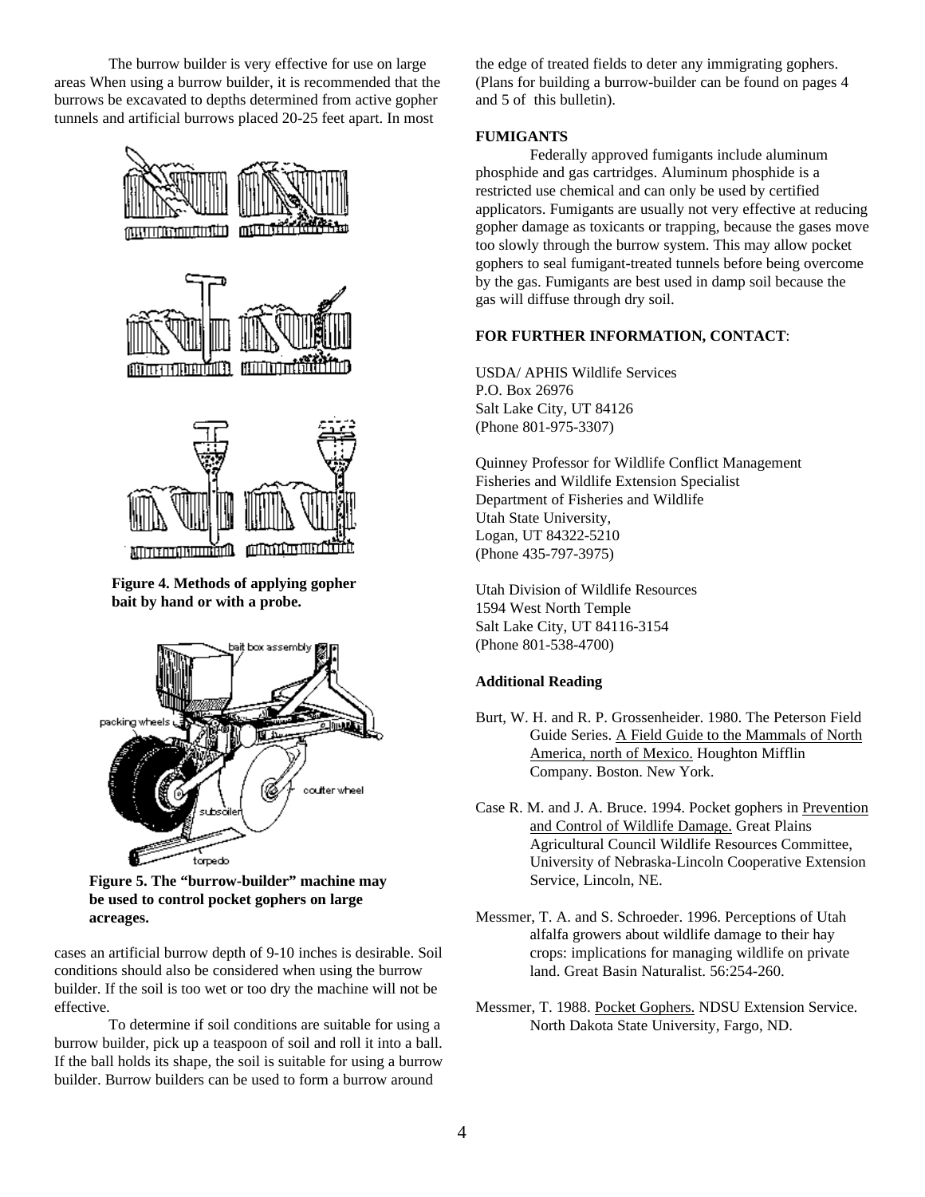The burrow builder is very effective for use on large areas When using a burrow builder, it is recommended that the burrows be excavated to depths determined from active gopher tunnels and artificial burrows placed 20-25 feet apart. In most cases an artificial burrow depth of 9-10 inches is desirable. Soil conditions should also be considered when using the burrow builder. If the soil is too wet or too dry the machine will not be effective.

**Figure 4. Methods of applying gopher bait by hand or with a probe.**

**Figure 5. The "burrow-builder" machine may be used to control pocket gophers on large acreages.**

To determine if soil conditions are suitable for using a burrow builder, pick up a teaspoon of soil and roll it into a ball. If the ball holds its shape, the soil is suitable for using a burrow builder. Burrow builders can be used to form a burrow around the edge of treated fields to deter any immigrating gophers. (Plans for building a burrow-builder can be found on pages 4 and 5 of this bulletin).

**FUMIGANTS**

Federally approved fumigants include aluminum phosphide and gas cartridges. Aluminum phosphide is a restricted use chemical and can only be used by certified applicators. Fumigants are usually not very effective at reducing gopher damage as toxicants or trapping, because the gases move too slowly through the burrow system. This may allow pocket gophers to seal fumigant-treated tunnels before being overcome by the gas. Fumigants are best used in damp soil because the gas will diffuse through dry soil.

**FOR FURTHER INFORMATION, CONTACT**:

USDA/ APHIS Wildlife Services
P.O. Box 26976
Salt Lake City, UT 84126
(Phone 801-975-3307)

Quinney Professor for Wildlife Conflict Management
Fisheries and Wildlife Extension Specialist
Department of Fisheries and Wildlife
Utah State University,
Logan, UT 84322-5210
(Phone 435-797-3975)

Utah Division of Wildlife Resources
1594 West North Temple
Salt Lake City, UT 84116-3154
(Phone 801-538-4700)

**Additional Reading**

Burt, W. H. and R. P. Grossenheider. 1980. The Peterson Field Guide Series. A Field Guide to the Mammals of North America, north of Mexico. Houghton Mifflin Company. Boston. New York.

Case R. M. and J. A. Bruce. 1994. Pocket gophers in Prevention and Control of Wildlife Damage. Great Plains Agricultural Council Wildlife Resources Committee, University of Nebraska-Lincoln Cooperative Extension Service, Lincoln, NE.

Messmer, T. A. and S. Schroeder. 1996. Perceptions of Utah alfalfa growers about wildlife damage to their hay crops: implications for managing wildlife on private land. Great Basin Naturalist. 56:254-260.

Messmer, T. 1988. Pocket Gophers. NDSU Extension Service. North Dakota State University, Fargo, ND.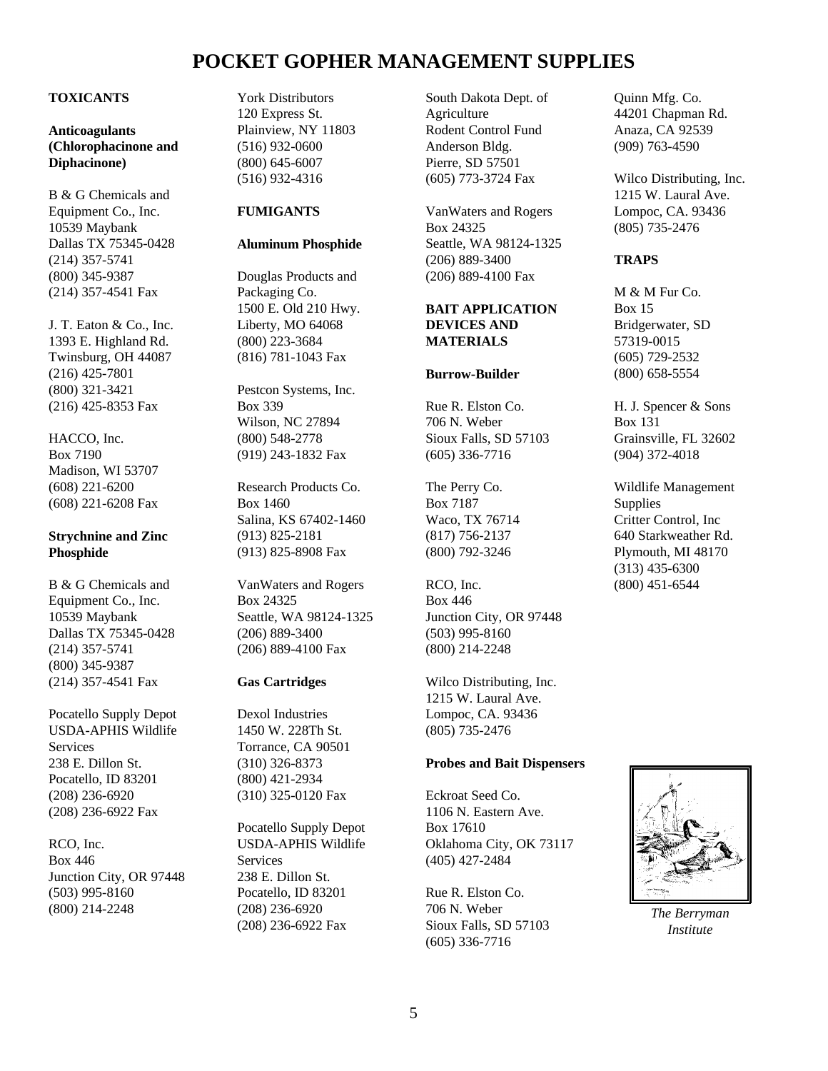# POCKET GOPHER MANAGEMENT SUPPLIES

## TOXICANTS

### Anticoagulants (Chlorophacinone and Diphacinone)

B & G Chemicals and Equipment Co., Inc.
10539 Maybank
Dallas TX 75345-0428
(214) 357-5741
(800) 345-9387
(214) 357-4541 Fax

J. T. Eaton & Co., Inc.
1393 E. Highland Rd.
Twinsburg, OH 44087
(216) 425-7801
(800) 321-3421
(216) 425-8353 Fax

HACCO, Inc.
Box 7190
Madison, WI 53707
(608) 221-6200
(608) 221-6208 Fax

### Strychnine and Zinc Phosphide

B & G Chemicals and Equipment Co., Inc.
10539 Maybank
Dallas TX 75345-0428
(214) 357-5741
(800) 345-9387
(214) 357-4541 Fax

Pocatello Supply Depot
USDA-APHIS Wildlife Services
238 E. Dillon St.
Pocatello, ID 83201
(208) 236-6920
(208) 236-6922 Fax

RCO, Inc.
Box 446
Junction City, OR 97448
(503) 995-8160
(800) 214-2248

York Distributors
120 Express St.
Plainview, NY 11803
(516) 932-0600
(800) 645-6007
(516) 932-4316

## FUMIGANTS

### Aluminum Phosphide

Douglas Products and Packaging Co.
1500 E. Old 210 Hwy.
Liberty, MO 64068
(800) 223-3684
(816) 781-1043 Fax

Pestcon Systems, Inc.
Box 339
Wilson, NC 27894
(800) 548-2778
(919) 243-1832 Fax

Research Products Co.
Box 1460
Salina, KS 67402-1460
(913) 825-2181
(913) 825-8908 Fax

VanWaters and Rogers
Box 24325
Seattle, WA 98124-1325
(206) 889-3400
(206) 889-4100 Fax

### Gas Cartridges

Dexol Industries
1450 W. 228Th St.
Torrance, CA 90501
(310) 326-8373
(800) 421-2934
(310) 325-0120 Fax

Pocatello Supply Depot
USDA-APHIS Wildlife Services
238 E. Dillon St.
Pocatello, ID 83201
(208) 236-6920
(208) 236-6922 Fax

South Dakota Dept. of Agriculture
Rodent Control Fund
Anderson Bldg.
Pierre, SD 57501
(605) 773-3724 Fax

VanWaters and Rogers
Box 24325
Seattle, WA 98124-1325
(206) 889-3400
(206) 889-4100 Fax

## BAIT APPLICATION DEVICES AND MATERIALS

### Burrow-Builder

Rue R. Elston Co.
706 N. Weber
Sioux Falls, SD 57103
(605) 336-7716

The Perry Co.
Box 7187
Waco, TX 76714
(817) 756-2137
(800) 792-3246

RCO, Inc.
Box 446
Junction City, OR 97448
(503) 995-8160
(800) 214-2248

Wilco Distributing, Inc.
1215 W. Laural Ave.
Lompoc, CA. 93436
(805) 735-2476

### Probes and Bait Dispensers

Eckroat Seed Co.
1106 N. Eastern Ave.
Box 17610
Oklahoma City, OK 73117
(405) 427-2484

Rue R. Elston Co.
706 N. Weber
Sioux Falls, SD 57103
(605) 336-7716

Quinn Mfg. Co.
44201 Chapman Rd.
Anaza, CA 92539
(909) 763-4590

Wilco Distributing, Inc.
1215 W. Laural Ave.
Lompoc, CA. 93436
(805) 735-2476

## TRAPS

M & M Fur Co.
Box 15
Bridgerwater, SD
57319-0015
(605) 729-2532
(800) 658-5554

H. J. Spencer & Sons
Box 131
Grainsville, FL 32602
(904) 372-4018

Wildlife Management Supplies
Critter Control, Inc
640 Starkweather Rd.
Plymouth, MI 48170
(313) 435-6300
(800) 451-6544

*The Berryman Institute*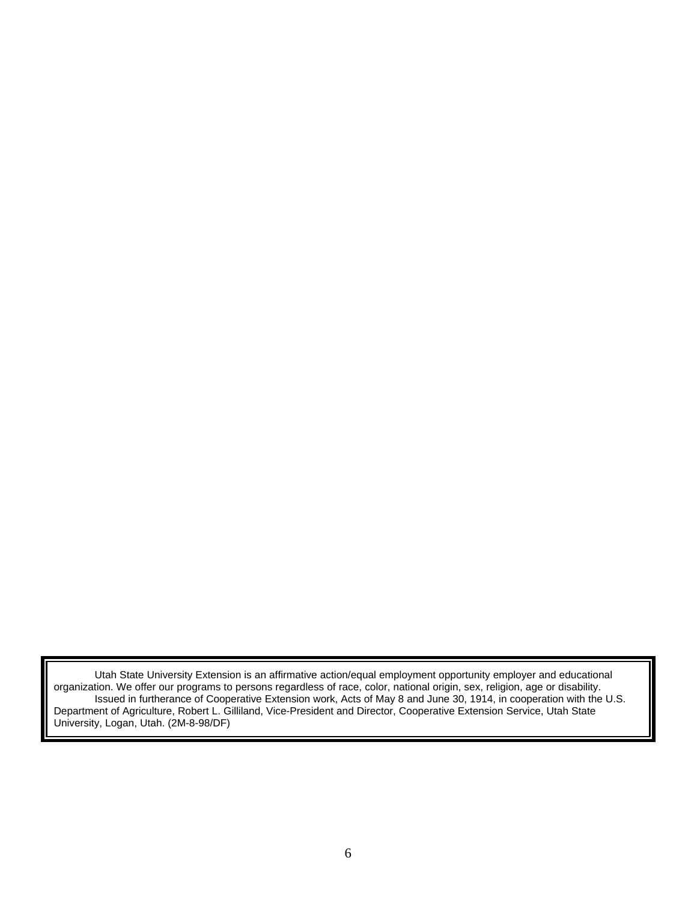Utah State University Extension is an affirmative action/equal employment opportunity employer and educational organization. We offer our programs to persons regardless of race, color, national origin, sex, religion, age or disability.

Issued in furtherance of Cooperative Extension work, Acts of May 8 and June 30, 1914, in cooperation with the U.S. Department of Agriculture, Robert L. Gilliland, Vice-President and Director, Cooperative Extension Service, Utah State University, Logan, Utah. (2M-8-98/DF)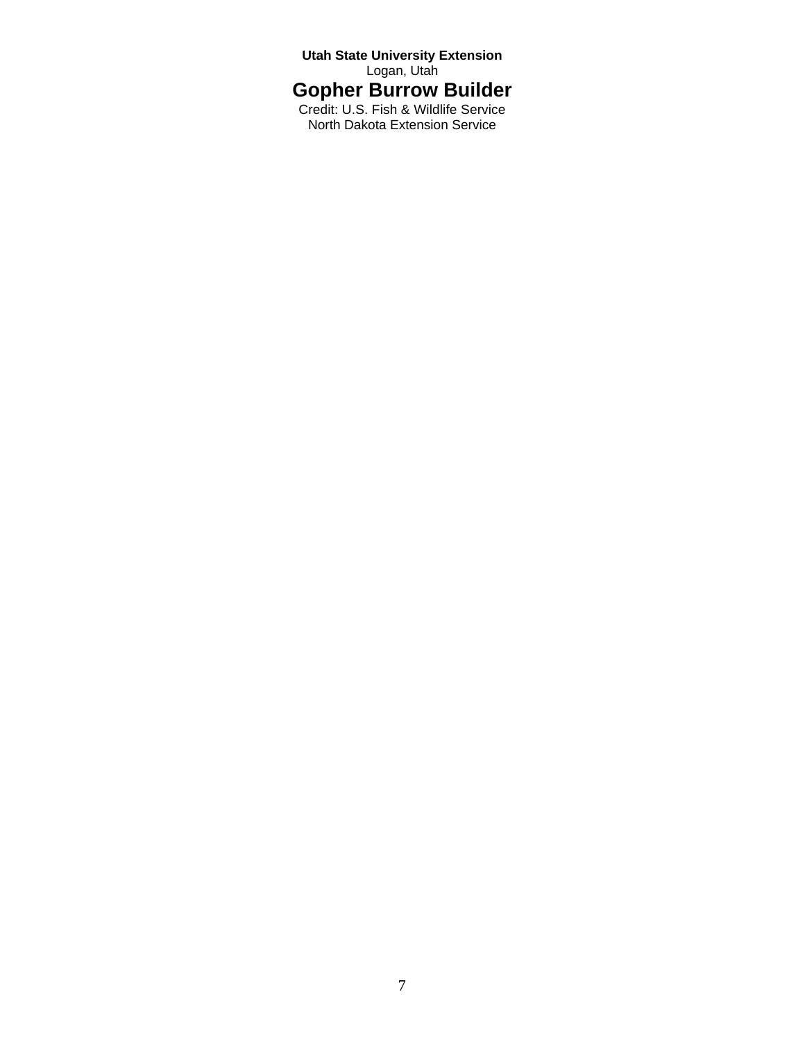**Utah State University Extension**

Logan, Utah

# Gopher Burrow Builder

Credit: U.S. Fish & Wildlife Service

North Dakota Extension Service